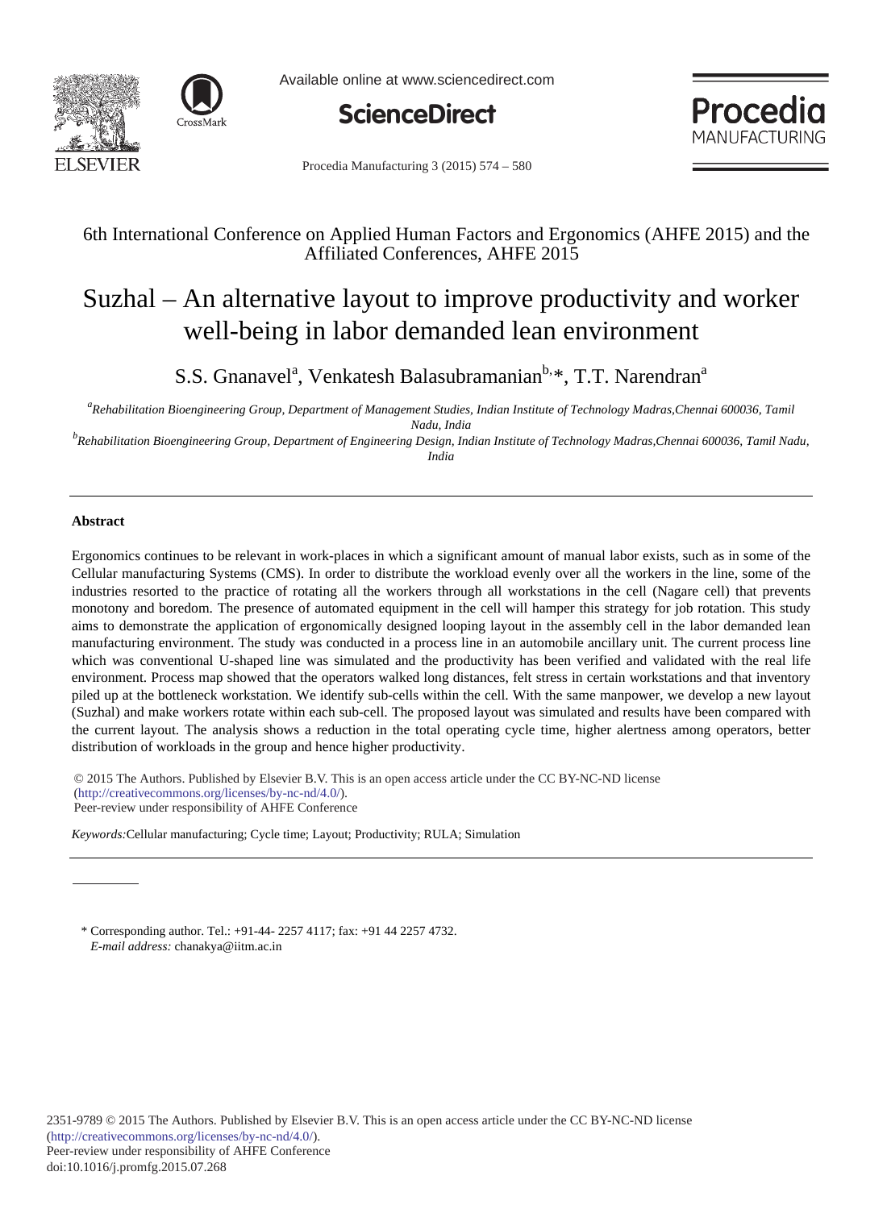6th International Conference on Applied Human Factors and Ergonomics (AHFE 2015) and the Affiliated Conferences, AHFE 2015

# Suzhal – An alternative layout to improve productivity and worker well-being in labor demanded lean environment

S.S. Gnanavel[a], Venkatesh Balasubramanian[b,]*, T.T. Narendran[a]

[a]*Rehabilitation Bioengineering Group, Department of Management Studies, Indian Institute of Technology Madras,Chennai 600036, Tamil Nadu, India*

[b]*Rehabilitation Bioengineering Group, Department of Engineering Design, Indian Institute of Technology Madras,Chennai 600036, Tamil Nadu, India*

---

## Abstract

Ergonomics continues to be relevant in work-places in which a significant amount of manual labor exists, such as in some of the Cellular manufacturing Systems (CMS). In order to distribute the workload evenly over all the workers in the line, some of the industries resorted to the practice of rotating all the workers through all workstations in the cell (Nagare cell) that prevents monotony and boredom. The presence of automated equipment in the cell will hamper this strategy for job rotation. This study aims to demonstrate the application of ergonomically designed looping layout in the assembly cell in the labor demanded lean manufacturing environment. The study was conducted in a process line in an automobile ancillary unit. The current process line which was conventional U-shaped line was simulated and the productivity has been verified and validated with the real life environment. Process map showed that the operators walked long distances, felt stress in certain workstations and that inventory piled up at the bottleneck workstation. We identify sub-cells within the cell. With the same manpower, we develop a new layout (Suzhal) and make workers rotate within each sub-cell. The proposed layout was simulated and results have been compared with the current layout. The analysis shows a reduction in the total operating cycle time, higher alertness among operators, better distribution of workloads in the group and hence higher productivity.

© 2015 The Authors. Published by Elsevier B.V. This is an open access article under the CC BY-NC-ND license (http://creativecommons.org/licenses/by-nc-nd/4.0/).
Peer-review under responsibility of AHFE Conference

*Keywords:* Cellular manufacturing; Cycle time; Layout; Productivity; RULA; Simulation

---

\* Corresponding author. Tel.: +91-44- 2257 4117; fax: +91 44 2257 4732.
*E-mail address:* chanakya@iitm.ac.in

2351-9789 © 2015 The Authors. Published by Elsevier B.V. This is an open access article under the CC BY-NC-ND license (http://creativecommons.org/licenses/by-nc-nd/4.0/).
Peer-review under responsibility of AHFE Conference
doi:10.1016/j.promfg.2015.07.268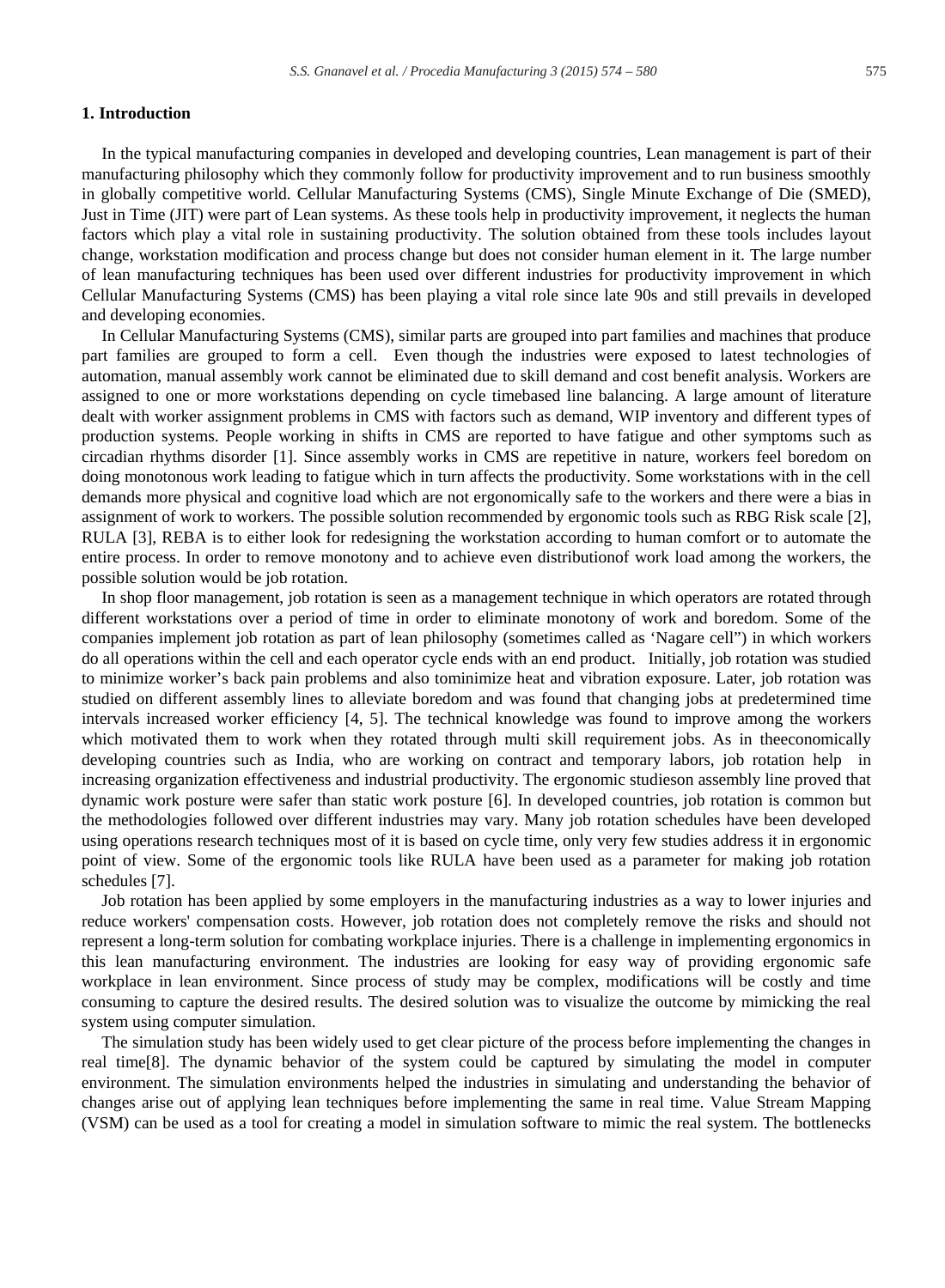## 1. Introduction

In the typical manufacturing companies in developed and developing countries, Lean management is part of their manufacturing philosophy which they commonly follow for productivity improvement and to run business smoothly in globally competitive world. Cellular Manufacturing Systems (CMS), Single Minute Exchange of Die (SMED), Just in Time (JIT) were part of Lean systems. As these tools help in productivity improvement, it neglects the human factors which play a vital role in sustaining productivity. The solution obtained from these tools includes layout change, workstation modification and process change but does not consider human element in it. The large number of lean manufacturing techniques has been used over different industries for productivity improvement in which Cellular Manufacturing Systems (CMS) has been playing a vital role since late 90s and still prevails in developed and developing economies.

In Cellular Manufacturing Systems (CMS), similar parts are grouped into part families and machines that produce part families are grouped to form a cell. Even though the industries were exposed to latest technologies of automation, manual assembly work cannot be eliminated due to skill demand and cost benefit analysis. Workers are assigned to one or more workstations depending on cycle timebased line balancing. A large amount of literature dealt with worker assignment problems in CMS with factors such as demand, WIP inventory and different types of production systems. People working in shifts in CMS are reported to have fatigue and other symptoms such as circadian rhythms disorder [1]. Since assembly works in CMS are repetitive in nature, workers feel boredom on doing monotonous work leading to fatigue which in turn affects the productivity. Some workstations with in the cell demands more physical and cognitive load which are not ergonomically safe to the workers and there were a bias in assignment of work to workers. The possible solution recommended by ergonomic tools such as RBG Risk scale [2], RULA [3], REBA is to either look for redesigning the workstation according to human comfort or to automate the entire process. In order to remove monotony and to achieve even distributionof work load among the workers, the possible solution would be job rotation.

In shop floor management, job rotation is seen as a management technique in which operators are rotated through different workstations over a period of time in order to eliminate monotony of work and boredom. Some of the companies implement job rotation as part of lean philosophy (sometimes called as 'Nagare cell") in which workers do all operations within the cell and each operator cycle ends with an end product. Initially, job rotation was studied to minimize worker's back pain problems and also tominimize heat and vibration exposure. Later, job rotation was studied on different assembly lines to alleviate boredom and was found that changing jobs at predetermined time intervals increased worker efficiency [4, 5]. The technical knowledge was found to improve among the workers which motivated them to work when they rotated through multi skill requirement jobs. As in theeconomically developing countries such as India, who are working on contract and temporary labors, job rotation help in increasing organization effectiveness and industrial productivity. The ergonomic studieson assembly line proved that dynamic work posture were safer than static work posture [6]. In developed countries, job rotation is common but the methodologies followed over different industries may vary. Many job rotation schedules have been developed using operations research techniques most of it is based on cycle time, only very few studies address it in ergonomic point of view. Some of the ergonomic tools like RULA have been used as a parameter for making job rotation schedules [7].

Job rotation has been applied by some employers in the manufacturing industries as a way to lower injuries and reduce workers' compensation costs. However, job rotation does not completely remove the risks and should not represent a long-term solution for combating workplace injuries. There is a challenge in implementing ergonomics in this lean manufacturing environment. The industries are looking for easy way of providing ergonomic safe workplace in lean environment. Since process of study may be complex, modifications will be costly and time consuming to capture the desired results. The desired solution was to visualize the outcome by mimicking the real system using computer simulation.

The simulation study has been widely used to get clear picture of the process before implementing the changes in real time[8]. The dynamic behavior of the system could be captured by simulating the model in computer environment. The simulation environments helped the industries in simulating and understanding the behavior of changes arise out of applying lean techniques before implementing the same in real time. Value Stream Mapping (VSM) can be used as a tool for creating a model in simulation software to mimic the real system. The bottlenecks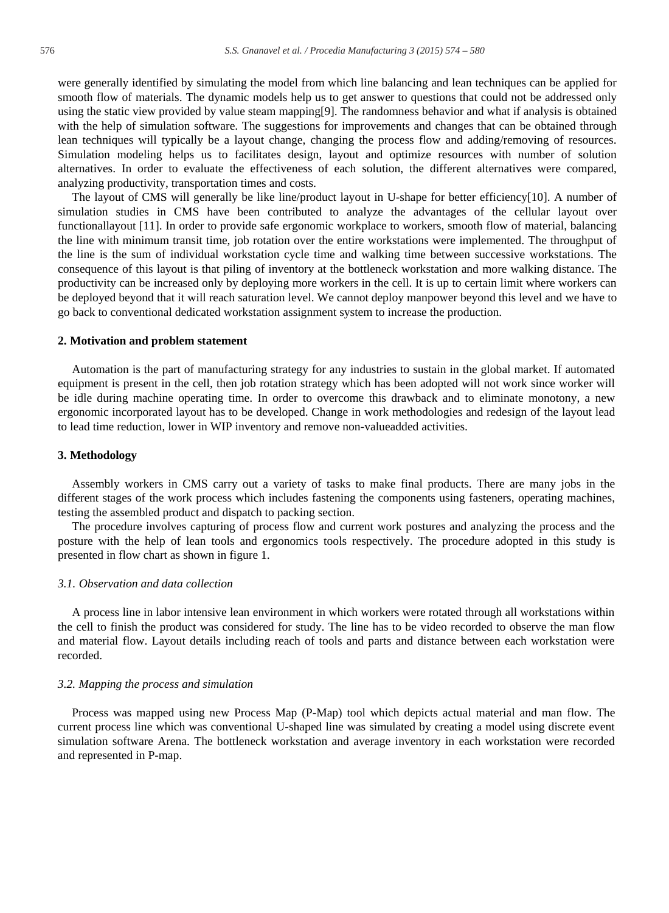were generally identified by simulating the model from which line balancing and lean techniques can be applied for smooth flow of materials. The dynamic models help us to get answer to questions that could not be addressed only using the static view provided by value steam mapping[9]. The randomness behavior and what if analysis is obtained with the help of simulation software. The suggestions for improvements and changes that can be obtained through lean techniques will typically be a layout change, changing the process flow and adding/removing of resources. Simulation modeling helps us to facilitates design, layout and optimize resources with number of solution alternatives. In order to evaluate the effectiveness of each solution, the different alternatives were compared, analyzing productivity, transportation times and costs.

The layout of CMS will generally be like line/product layout in U-shape for better efficiency[10]. A number of simulation studies in CMS have been contributed to analyze the advantages of the cellular layout over functionallayout [11]. In order to provide safe ergonomic workplace to workers, smooth flow of material, balancing the line with minimum transit time, job rotation over the entire workstations were implemented. The throughput of the line is the sum of individual workstation cycle time and walking time between successive workstations. The consequence of this layout is that piling of inventory at the bottleneck workstation and more walking distance. The productivity can be increased only by deploying more workers in the cell. It is up to certain limit where workers can be deployed beyond that it will reach saturation level. We cannot deploy manpower beyond this level and we have to go back to conventional dedicated workstation assignment system to increase the production.

## 2. Motivation and problem statement

Automation is the part of manufacturing strategy for any industries to sustain in the global market. If automated equipment is present in the cell, then job rotation strategy which has been adopted will not work since worker will be idle during machine operating time. In order to overcome this drawback and to eliminate monotony, a new ergonomic incorporated layout has to be developed. Change in work methodologies and redesign of the layout lead to lead time reduction, lower in WIP inventory and remove non-valueadded activities.

## 3. Methodology

Assembly workers in CMS carry out a variety of tasks to make final products. There are many jobs in the different stages of the work process which includes fastening the components using fasteners, operating machines, testing the assembled product and dispatch to packing section.

The procedure involves capturing of process flow and current work postures and analyzing the process and the posture with the help of lean tools and ergonomics tools respectively. The procedure adopted in this study is presented in flow chart as shown in figure 1.

### *3.1. Observation and data collection*

A process line in labor intensive lean environment in which workers were rotated through all workstations within the cell to finish the product was considered for study. The line has to be video recorded to observe the man flow and material flow. Layout details including reach of tools and parts and distance between each workstation were recorded.

### *3.2. Mapping the process and simulation*

Process was mapped using new Process Map (P-Map) tool which depicts actual material and man flow. The current process line which was conventional U-shaped line was simulated by creating a model using discrete event simulation software Arena. The bottleneck workstation and average inventory in each workstation were recorded and represented in P-map.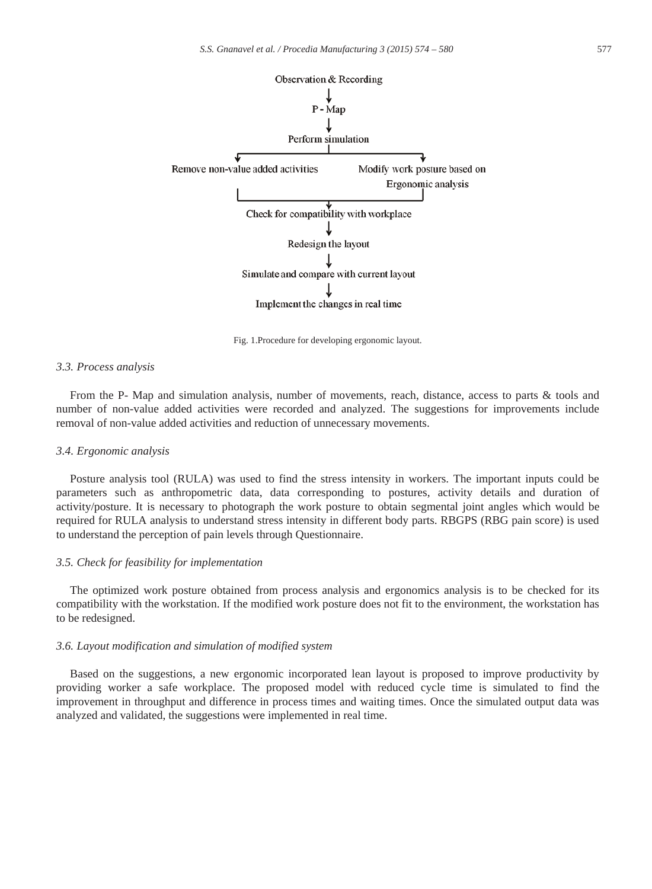Observation & Recording

↓

P - Map

↓

Perform simulation

↓

Remove non-value added activities | Modify work posture based on Ergonomic analysis

↓

Check for compatibility with workplace

↓

Redesign the layout

↓

Simulate and compare with current layout

↓

Implement the changes in real time

Fig. 1.Procedure for developing ergonomic layout.

### *3.3. Process analysis*

From the P- Map and simulation analysis, number of movements, reach, distance, access to parts & tools and number of non-value added activities were recorded and analyzed. The suggestions for improvements include removal of non-value added activities and reduction of unnecessary movements.

### *3.4. Ergonomic analysis*

Posture analysis tool (RULA) was used to find the stress intensity in workers. The important inputs could be parameters such as anthropometric data, data corresponding to postures, activity details and duration of activity/posture. It is necessary to photograph the work posture to obtain segmental joint angles which would be required for RULA analysis to understand stress intensity in different body parts. RBGPS (RBG pain score) is used to understand the perception of pain levels through Questionnaire.

### *3.5. Check for feasibility for implementation*

The optimized work posture obtained from process analysis and ergonomics analysis is to be checked for its compatibility with the workstation. If the modified work posture does not fit to the environment, the workstation has to be redesigned.

### *3.6. Layout modification and simulation of modified system*

Based on the suggestions, a new ergonomic incorporated lean layout is proposed to improve productivity by providing worker a safe workplace. The proposed model with reduced cycle time is simulated to find the improvement in throughput and difference in process times and waiting times. Once the simulated output data was analyzed and validated, the suggestions were implemented in real time.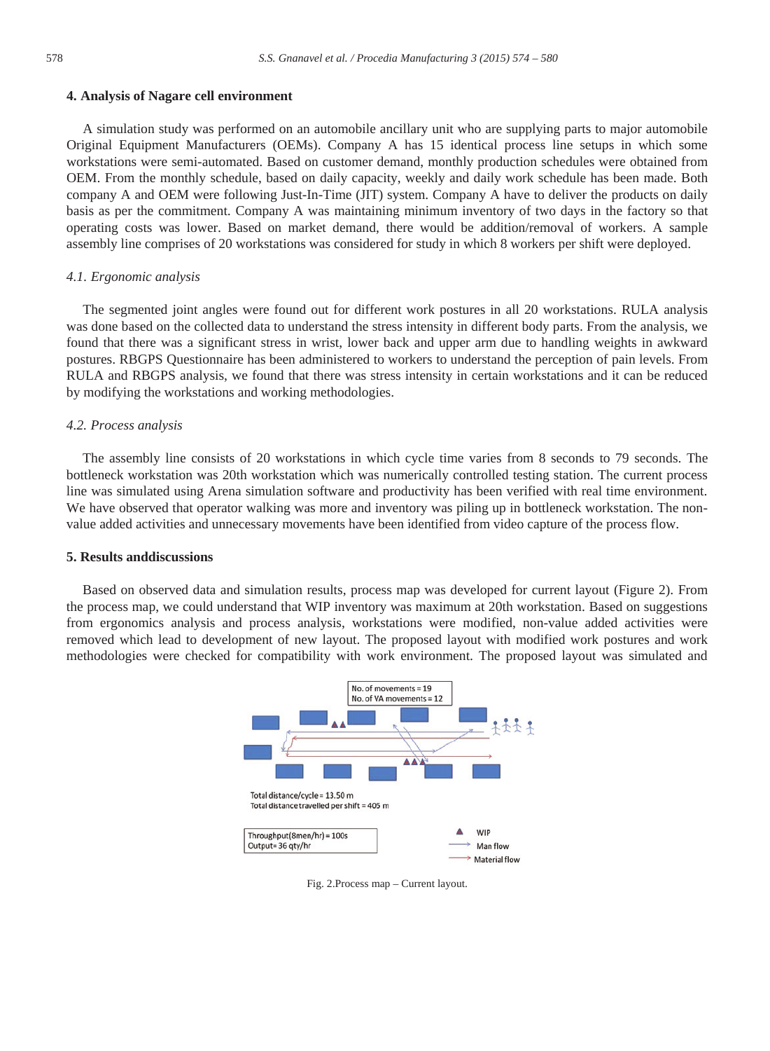## 4. Analysis of Nagare cell environment

A simulation study was performed on an automobile ancillary unit who are supplying parts to major automobile Original Equipment Manufacturers (OEMs). Company A has 15 identical process line setups in which some workstations were semi-automated. Based on customer demand, monthly production schedules were obtained from OEM. From the monthly schedule, based on daily capacity, weekly and daily work schedule has been made. Both company A and OEM were following Just-In-Time (JIT) system. Company A have to deliver the products on daily basis as per the commitment. Company A was maintaining minimum inventory of two days in the factory so that operating costs was lower. Based on market demand, there would be addition/removal of workers. A sample assembly line comprises of 20 workstations was considered for study in which 8 workers per shift were deployed.

### *4.1. Ergonomic analysis*

The segmented joint angles were found out for different work postures in all 20 workstations. RULA analysis was done based on the collected data to understand the stress intensity in different body parts. From the analysis, we found that there was a significant stress in wrist, lower back and upper arm due to handling weights in awkward postures. RBGPS Questionnaire has been administered to workers to understand the perception of pain levels. From RULA and RBGPS analysis, we found that there was stress intensity in certain workstations and it can be reduced by modifying the workstations and working methodologies.

### *4.2. Process analysis*

The assembly line consists of 20 workstations in which cycle time varies from 8 seconds to 79 seconds. The bottleneck workstation was 20th workstation which was numerically controlled testing station. The current process line was simulated using Arena simulation software and productivity has been verified with real time environment. We have observed that operator walking was more and inventory was piling up in bottleneck workstation. The non-value added activities and unnecessary movements have been identified from video capture of the process flow.

## 5. Results anddiscussions

Based on observed data and simulation results, process map was developed for current layout (Figure 2). From the process map, we could understand that WIP inventory was maximum at 20th workstation. Based on suggestions from ergonomics analysis and process analysis, workstations were modified, non-value added activities were removed which lead to development of new layout. The proposed layout with modified work postures and work methodologies were checked for compatibility with work environment. The proposed layout was simulated and

No. of movements = 19
No. of VA movements = 12

Total distance/cycle = 13.50 m
Total distance travelled per shift = 405 m

Throughput(8men/hr) = 100s
Output= 36 qty/hr

WIP
Man flow
Material flow

Fig. 2.Process map – Current layout.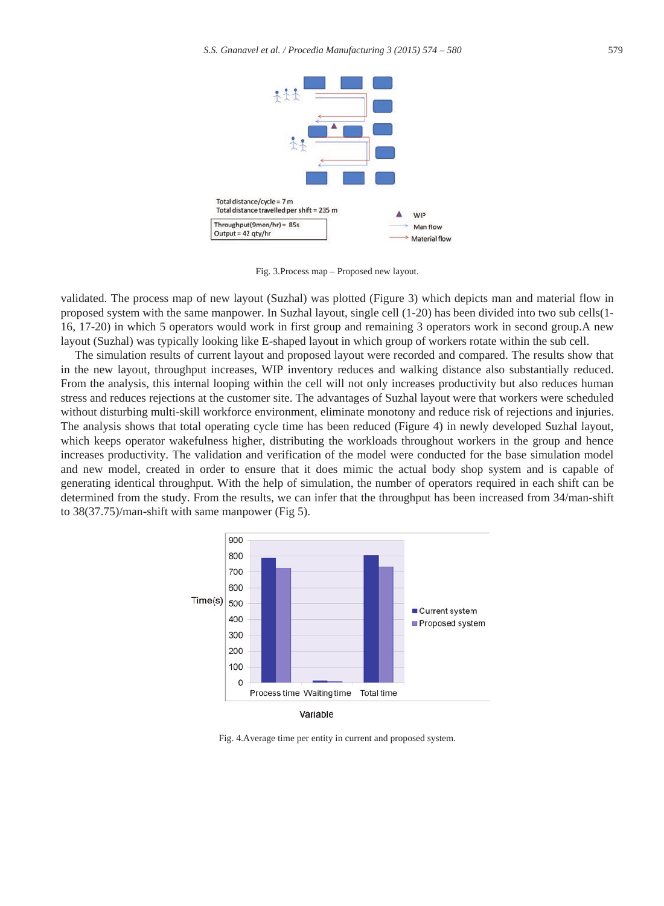Fig. 3.Process map – Proposed new layout.

validated. The process map of new layout (Suzhal) was plotted (Figure 3) which depicts man and material flow in proposed system with the same manpower. In Suzhal layout, single cell (1-20) has been divided into two sub cells(1-16, 17-20) in which 5 operators would work in first group and remaining 3 operators work in second group.A new layout (Suzhal) was typically looking like E-shaped layout in which group of workers rotate within the sub cell.

The simulation results of current layout and proposed layout were recorded and compared. The results show that in the new layout, throughput increases, WIP inventory reduces and walking distance also substantially reduced. From the analysis, this internal looping within the cell will not only increases productivity but also reduces human stress and reduces rejections at the customer site. The advantages of Suzhal layout were that workers were scheduled without disturbing multi-skill workforce environment, eliminate monotony and reduce risk of rejections and injuries. The analysis shows that total operating cycle time has been reduced (Figure 4) in newly developed Suzhal layout, which keeps operator wakefulness higher, distributing the workloads throughout workers in the group and hence increases productivity. The validation and verification of the model were conducted for the base simulation model and new model, created in order to ensure that it does mimic the actual body shop system and is capable of generating identical throughput. With the help of simulation, the number of operators required in each shift can be determined from the study. From the results, we can infer that the throughput has been increased from 34/man-shift to 38(37.75)/man-shift with same manpower (Fig 5).

Fig. 4.Average time per entity in current and proposed system.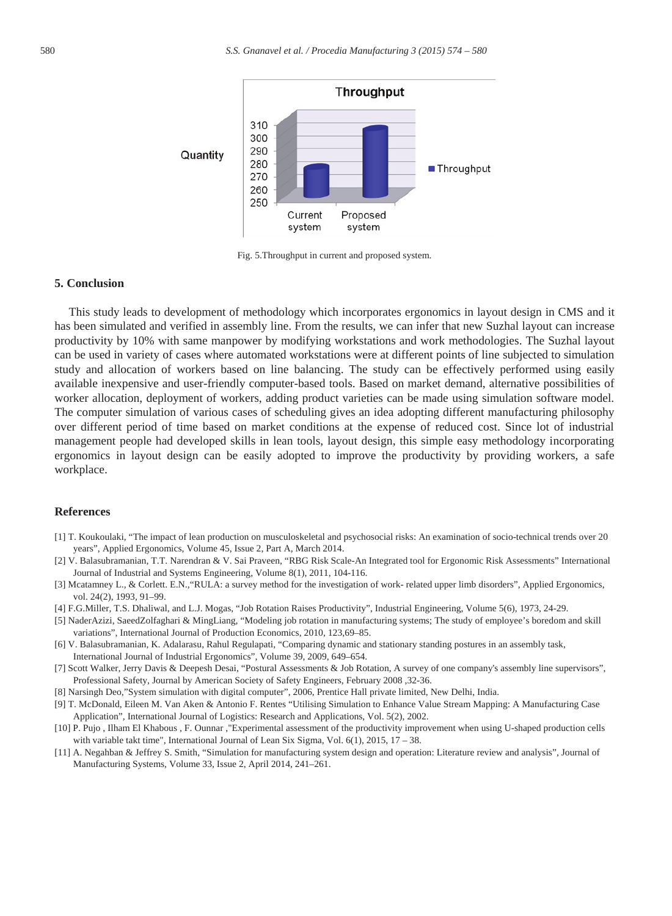Throughput

Quantity

310
300
290
280
270
260
250

Current system
Proposed system

Throughput

Fig. 5.Throughput in current and proposed system.

## 5. Conclusion

This study leads to development of methodology which incorporates ergonomics in layout design in CMS and it has been simulated and verified in assembly line. From the results, we can infer that new Suzhal layout can increase productivity by 10% with same manpower by modifying workstations and work methodologies. The Suzhal layout can be used in variety of cases where automated workstations were at different points of line subjected to simulation study and allocation of workers based on line balancing. The study can be effectively performed using easily available inexpensive and user-friendly computer-based tools. Based on market demand, alternative possibilities of worker allocation, deployment of workers, adding product varieties can be made using simulation software model. The computer simulation of various cases of scheduling gives an idea adopting different manufacturing philosophy over different period of time based on market conditions at the expense of reduced cost. Since lot of industrial management people had developed skills in lean tools, layout design, this simple easy methodology incorporating ergonomics in layout design can be easily adopted to improve the productivity by providing workers, a safe workplace.

## References

[1] T. Koukoulaki, "The impact of lean production on musculoskeletal and psychosocial risks: An examination of socio-technical trends over 20 years", Applied Ergonomics, Volume 45, Issue 2, Part A, March 2014.

[2] V. Balasubramanian, T.T. Narendran & V. Sai Praveen, "RBG Risk Scale-An Integrated tool for Ergonomic Risk Assessments" International Journal of Industrial and Systems Engineering, Volume 8(1), 2011, 104-116.

[3] Mcatamney L., & Corlett. E.N.,"RULA: a survey method for the investigation of work- related upper limb disorders", Applied Ergonomics, vol. 24(2), 1993, 91–99.

[4] F.G.Miller, T.S. Dhaliwal, and L.J. Mogas, "Job Rotation Raises Productivity", Industrial Engineering, Volume 5(6), 1973, 24-29.

[5] NaderAzizi, SaeedZolfaghari & MingLiang, "Modeling job rotation in manufacturing systems; The study of employee's boredom and skill variations", International Journal of Production Economics, 2010, 123,69–85.

[6] V. Balasubramanian, K. Adalarasu, Rahul Regulapati, "Comparing dynamic and stationary standing postures in an assembly task, International Journal of Industrial Ergonomics", Volume 39, 2009, 649–654.

[7] Scott Walker, Jerry Davis & Deepesh Desai, "Postural Assessments & Job Rotation, A survey of one company's assembly line supervisors", Professional Safety, Journal by American Society of Safety Engineers, February 2008 ,32-36.

[8] Narsingh Deo,"System simulation with digital computer", 2006, Prentice Hall private limited, New Delhi, India.

[9] T. McDonald, Eileen M. Van Aken & Antonio F. Rentes "Utilising Simulation to Enhance Value Stream Mapping: A Manufacturing Case Application", International Journal of Logistics: Research and Applications, Vol. 5(2), 2002.

[10] P. Pujo , Ilham El Khabous , F. Ounnar ,"Experimental assessment of the productivity improvement when using U-shaped production cells with variable takt time", International Journal of Lean Six Sigma, Vol. 6(1), 2015, 17 – 38.

[11] A. Negahban & Jeffrey S. Smith, "Simulation for manufacturing system design and operation: Literature review and analysis", Journal of Manufacturing Systems, Volume 33, Issue 2, April 2014, 241–261.